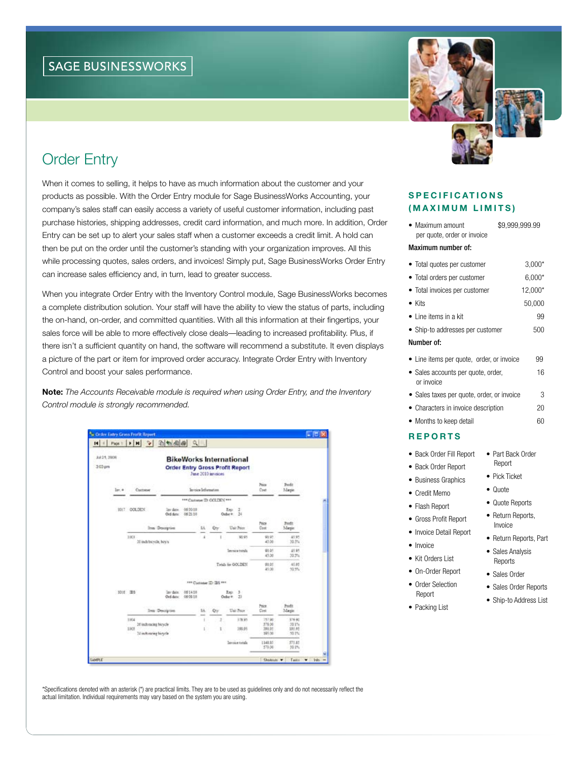# SAGE BUSINESSWORKS

## Order Entry

When it comes to selling, it helps to have as much information about the customer and your products as possible. With the Order Entry module for Sage BusinessWorks Accounting, your company's sales staff can easily access a variety of useful customer information, including past purchase histories, shipping addresses, credit card information, and much more. In addition, Order Entry can be set up to alert your sales staff when a customer exceeds a credit limit. A hold can then be put on the order until the customer's standing with your organization improves. All this while processing quotes, sales orders, and invoices! Simply put, Sage BusinessWorks Order Entry can increase sales efficiency and, in turn, lead to greater success.

When you integrate Order Entry with the Inventory Control module, Sage BusinessWorks becomes a complete distribution solution. Your staff will have the ability to view the status of parts, including the on-hand, on-order, and committed quantities. With all this information at their fingertips, your sales force will be able to more effectively close deals—leading to increased profitability. Plus, if there isn't a sufficient quantity on hand, the software will recommend a substitute. It even displays a picture of the part or item for improved order accuracy. Integrate Order Entry with Inventory Control and boost your sales performance.

**Note:** *The Accounts Receivable module is required when using Order Entry, and the Inventory Control module is strongly recommended.*

### SPECIFICATIONS (MAXIMUM LIMITS)

| | |
|---|---|
| • Maximum amount per quote, order or invoice | $9,999,999.99 |

**Maximum number of:**

| | |
|---|---|
| • Total quotes per customer | 3,000* |
| • Total orders per customer | 6,000* |
| • Total invoices per customer | 12,000* |
| • Kits | 50,000 |
| • Line items in a kit | 99 |
| • Ship-to addresses per customer | 500 |

**Number of:**

| | |
|---|---|
| • Line items per quote, order, or invoice | 99 |
| • Sales accounts per quote, order, or invoice | 16 |
| • Sales taxes per quote, order, or invoice | 3 |
| • Characters in invoice description | 20 |
| • Months to keep detail | 60 |

### REPORTS

- Back Order Fill Report
- Back Order Report
- Business Graphics
- Credit Memo
- Flash Report
- Gross Profit Report
- Invoice Detail Report
- Invoice
- Kit Orders List
- On-Order Report
- Order Selection Report
- Packing List
- Part Back Order Report
- Pick Ticket
- Quote
- Quote Reports
- Return Reports, Invoice
- Return Reports, Part
- Sales Analysis Reports
- Sales Order
- Sales Order Reports
- Ship-to Address List

*Specifications denoted with an asterisk (*) are practical limits. They are to be used as guidelines only and do not necessarily reflect the actual limitation. Individual requirements may vary based on the system you are using.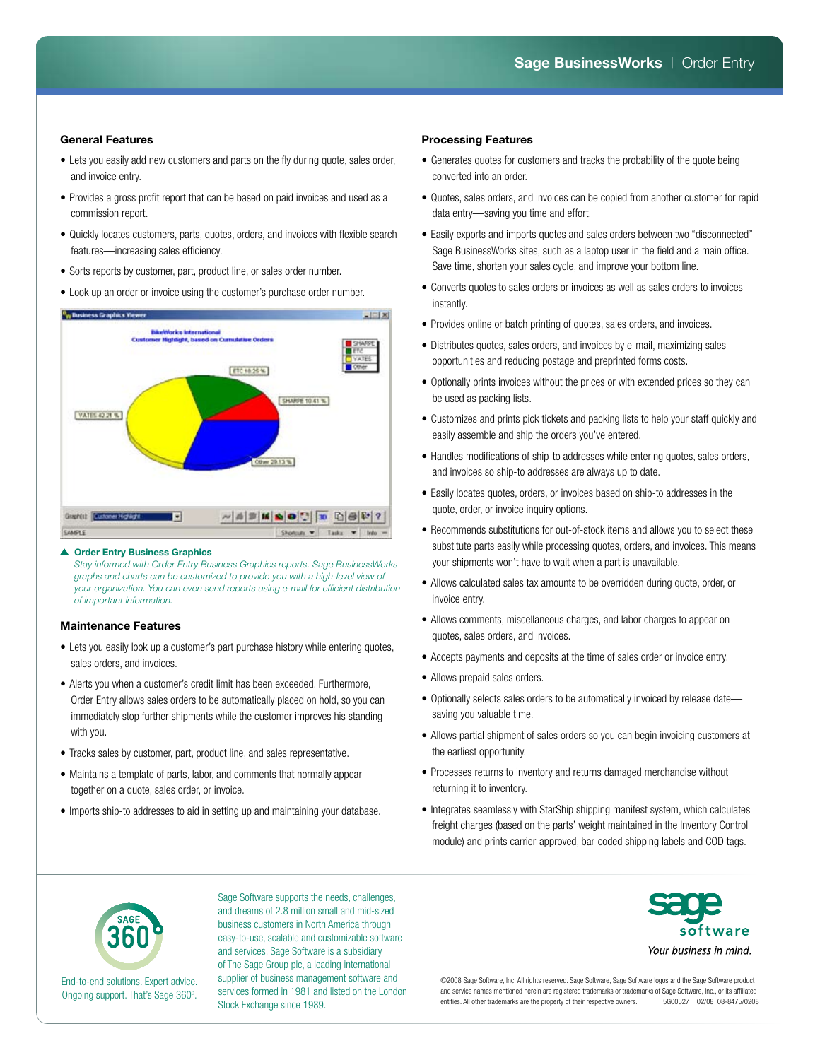## General Features

- Lets you easily add new customers and parts on the fly during quote, sales order, and invoice entry.
- Provides a gross profit report that can be based on paid invoices and used as a commission report.
- Quickly locates customers, parts, quotes, orders, and invoices with flexible search features—increasing sales efficiency.
- Sorts reports by customer, part, product line, or sales order number.
- Look up an order or invoice using the customer's purchase order number.

Business Graphics Viewer

BikeWorks International
Customer Highlight, based on Cumulative Orders

SHARPE
ETC
YATES
Other

ETC 18.25 %
SHARPE 10.41 %
YATES 42.21 %
Other 29.13 %

Graph(s): Customer Highlight

SAMPLE

**▲ Order Entry Business Graphics**

*Stay informed with Order Entry Business Graphics reports. Sage BusinessWorks graphs and charts can be customized to provide you with a high-level view of your organization. You can even send reports using e-mail for efficient distribution of important information.*

## Maintenance Features

- Lets you easily look up a customer's part purchase history while entering quotes, sales orders, and invoices.
- Alerts you when a customer's credit limit has been exceeded. Furthermore, Order Entry allows sales orders to be automatically placed on hold, so you can immediately stop further shipments while the customer improves his standing with you.
- Tracks sales by customer, part, product line, and sales representative.
- Maintains a template of parts, labor, and comments that normally appear together on a quote, sales order, or invoice.
- Imports ship-to addresses to aid in setting up and maintaining your database.

## Processing Features

- Generates quotes for customers and tracks the probability of the quote being converted into an order.
- Quotes, sales orders, and invoices can be copied from another customer for rapid data entry—saving you time and effort.
- Easily exports and imports quotes and sales orders between two "disconnected" Sage BusinessWorks sites, such as a laptop user in the field and a main office. Save time, shorten your sales cycle, and improve your bottom line.
- Converts quotes to sales orders or invoices as well as sales orders to invoices instantly.
- Provides online or batch printing of quotes, sales orders, and invoices.
- Distributes quotes, sales orders, and invoices by e-mail, maximizing sales opportunities and reducing postage and preprinted forms costs.
- Optionally prints invoices without the prices or with extended prices so they can be used as packing lists.
- Customizes and prints pick tickets and packing lists to help your staff quickly and easily assemble and ship the orders you've entered.
- Handles modifications of ship-to addresses while entering quotes, sales orders, and invoices so ship-to addresses are always up to date.
- Easily locates quotes, orders, or invoices based on ship-to addresses in the quote, order, or invoice inquiry options.
- Recommends substitutions for out-of-stock items and allows you to select these substitute parts easily while processing quotes, orders, and invoices. This means your shipments won't have to wait when a part is unavailable.
- Allows calculated sales tax amounts to be overridden during quote, order, or invoice entry.
- Allows comments, miscellaneous charges, and labor charges to appear on quotes, sales orders, and invoices.
- Accepts payments and deposits at the time of sales order or invoice entry.
- Allows prepaid sales orders.
- Optionally selects sales orders to be automatically invoiced by release date—saving you valuable time.
- Allows partial shipment of sales orders so you can begin invoicing customers at the earliest opportunity.
- Processes returns to inventory and returns damaged merchandise without returning it to inventory.
- Integrates seamlessly with StarShip shipping manifest system, which calculates freight charges (based on the parts' weight maintained in the Inventory Control module) and prints carrier-approved, bar-coded shipping labels and COD tags.

SAGE 360

End-to-end solutions. Expert advice. Ongoing support. That's Sage 360°.

Sage Software supports the needs, challenges, and dreams of 2.8 million small and mid-sized business customers in North America through easy-to-use, scalable and customizable software and services. Sage Software is a subsidiary of The Sage Group plc, a leading international supplier of business management software and services formed in 1981 and listed on the London Stock Exchange since 1989.

sage software

*Your business in mind.*

©2008 Sage Software, Inc. All rights reserved. Sage Software, Sage Software logos and the Sage Software product and service names mentioned herein are registered trademarks or trademarks of Sage Software, Inc., or its affiliated entities. All other trademarks are the property of their respective owners. 5G00527 02/08 08-8475/0208